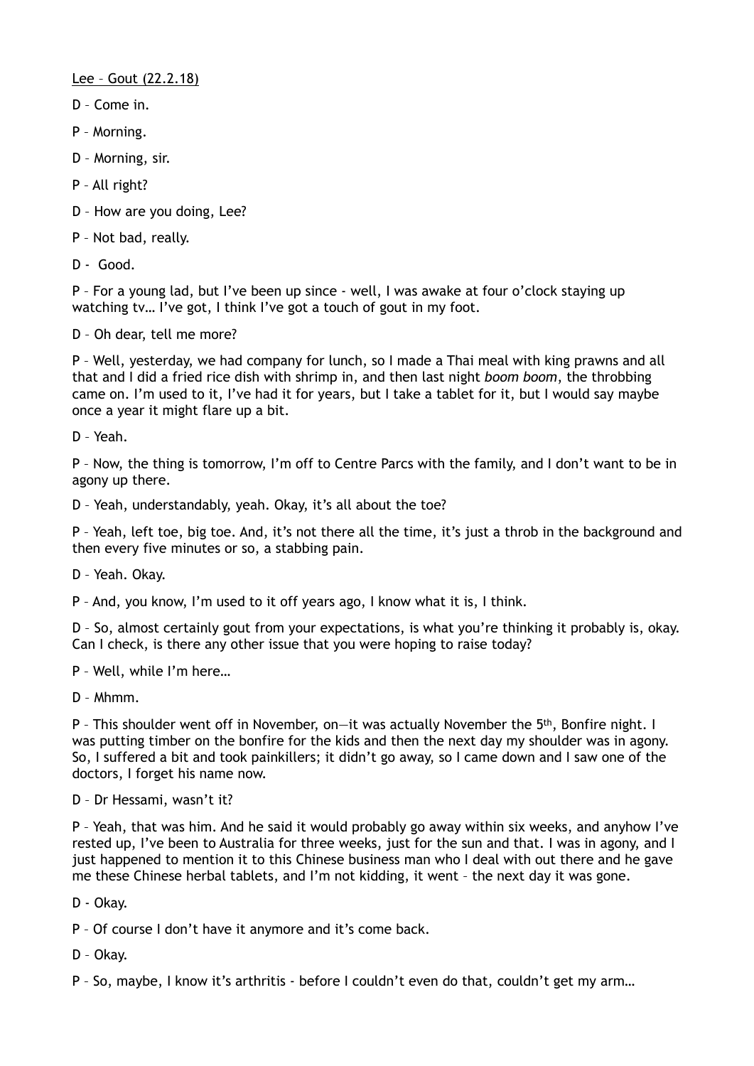<u>Lee – Gout (22.2.18)</u>

D – Come in.

P – Morning.

D – Morning, sir.

P – All right?

D – How are you doing, Lee?

P – Not bad, really.

D - Good.

P – For a young lad, but I've been up since - well, I was awake at four o'clock staying up watching tv… I've got, I think I've got a touch of gout in my foot.

D – Oh dear, tell me more?

P – Well, yesterday, we had company for lunch, so I made a Thai meal with king prawns and all that and I did a fried rice dish with shrimp in, and then last night *boom boom*, the throbbing came on. I'm used to it, I've had it for years, but I take a tablet for it, but I would say maybe once a year it might flare up a bit.

D – Yeah.

P – Now, the thing is tomorrow, I'm off to Centre Parcs with the family, and I don't want to be in agony up there.

D – Yeah, understandably, yeah. Okay, it's all about the toe?

P – Yeah, left toe, big toe. And, it's not there all the time, it's just a throb in the background and then every five minutes or so, a stabbing pain.

D – Yeah. Okay.

P – And, you know, I'm used to it off years ago, I know what it is, I think.

D – So, almost certainly gout from your expectations, is what you're thinking it probably is, okay. Can I check, is there any other issue that you were hoping to raise today?

P – Well, while I'm here…

D – Mhmm.

P – This shoulder went off in November, on—it was actually November the 5th, Bonfire night. I was putting timber on the bonfire for the kids and then the next day my shoulder was in agony. So, I suffered a bit and took painkillers; it didn't go away, so I came down and I saw one of the doctors, I forget his name now.

D – Dr Hessami, wasn't it?

P – Yeah, that was him. And he said it would probably go away within six weeks, and anyhow I've rested up, I've been to Australia for three weeks, just for the sun and that. I was in agony, and I just happened to mention it to this Chinese business man who I deal with out there and he gave me these Chinese herbal tablets, and I'm not kidding, it went – the next day it was gone.

D - Okay.

P – Of course I don't have it anymore and it's come back.

D – Okay.

P – So, maybe, I know it's arthritis - before I couldn't even do that, couldn't get my arm…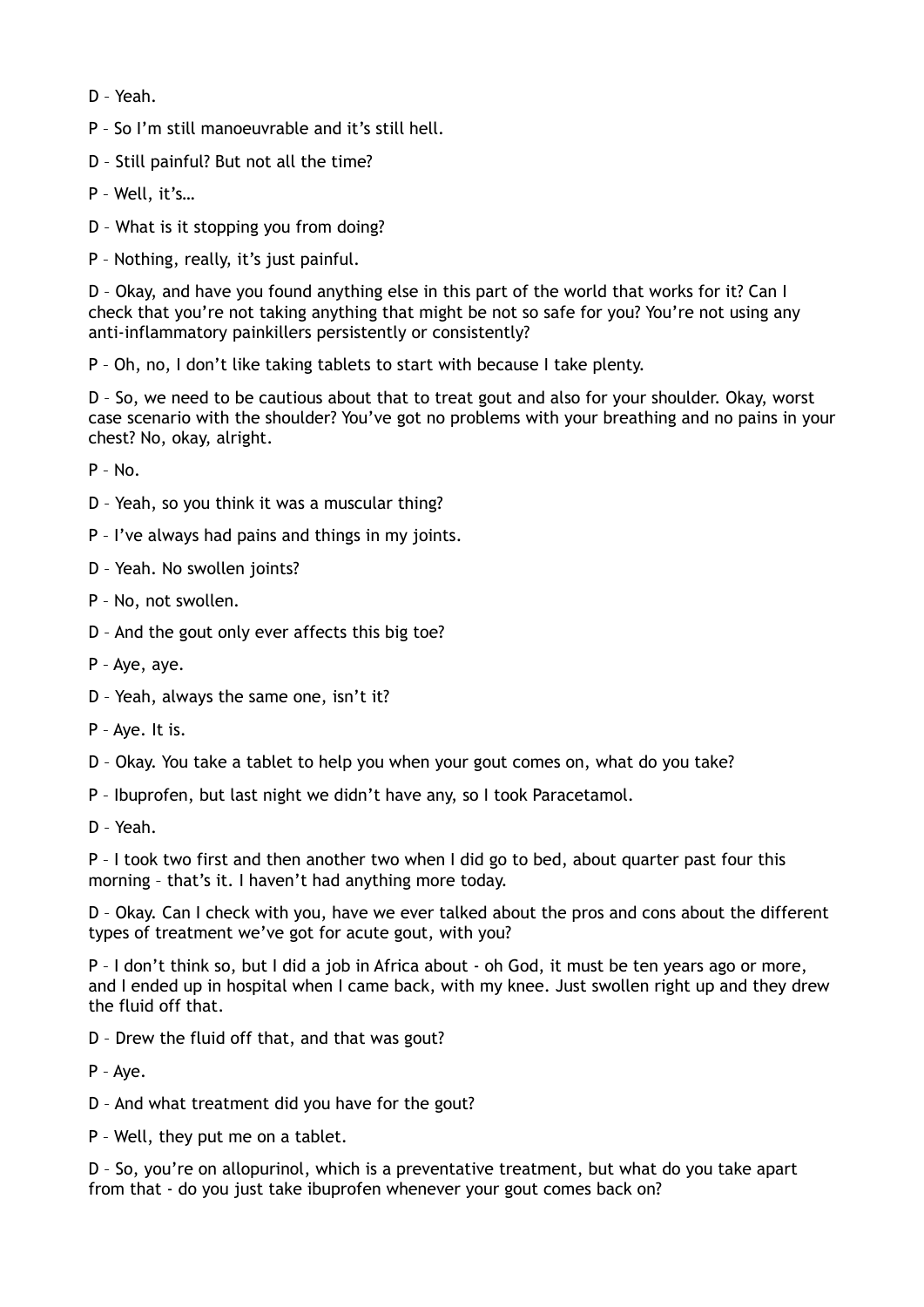D – Yeah.

P – So I'm still manoeuvrable and it's still hell.

D – Still painful? But not all the time?

P – Well, it's…

D – What is it stopping you from doing?

P – Nothing, really, it's just painful.

D – Okay, and have you found anything else in this part of the world that works for it? Can I check that you're not taking anything that might be not so safe for you? You're not using any anti-inflammatory painkillers persistently or consistently?

P – Oh, no, I don't like taking tablets to start with because I take plenty.

D – So, we need to be cautious about that to treat gout and also for your shoulder. Okay, worst case scenario with the shoulder? You've got no problems with your breathing and no pains in your chest? No, okay, alright.

P – No.

D – Yeah, so you think it was a muscular thing?

P – I've always had pains and things in my joints.

D – Yeah. No swollen joints?

P – No, not swollen.

D – And the gout only ever affects this big toe?

P – Aye, aye.

D – Yeah, always the same one, isn't it?

P – Aye. It is.

D – Okay. You take a tablet to help you when your gout comes on, what do you take?

P – Ibuprofen, but last night we didn't have any, so I took Paracetamol.

D – Yeah.

P – I took two first and then another two when I did go to bed, about quarter past four this morning – that's it. I haven't had anything more today.

D – Okay. Can I check with you, have we ever talked about the pros and cons about the different types of treatment we've got for acute gout, with you?

P – I don't think so, but I did a job in Africa about - oh God, it must be ten years ago or more, and I ended up in hospital when I came back, with my knee. Just swollen right up and they drew the fluid off that.

D – Drew the fluid off that, and that was gout?

P – Aye.

D – And what treatment did you have for the gout?

P – Well, they put me on a tablet.

D – So, you're on allopurinol, which is a preventative treatment, but what do you take apart from that - do you just take ibuprofen whenever your gout comes back on?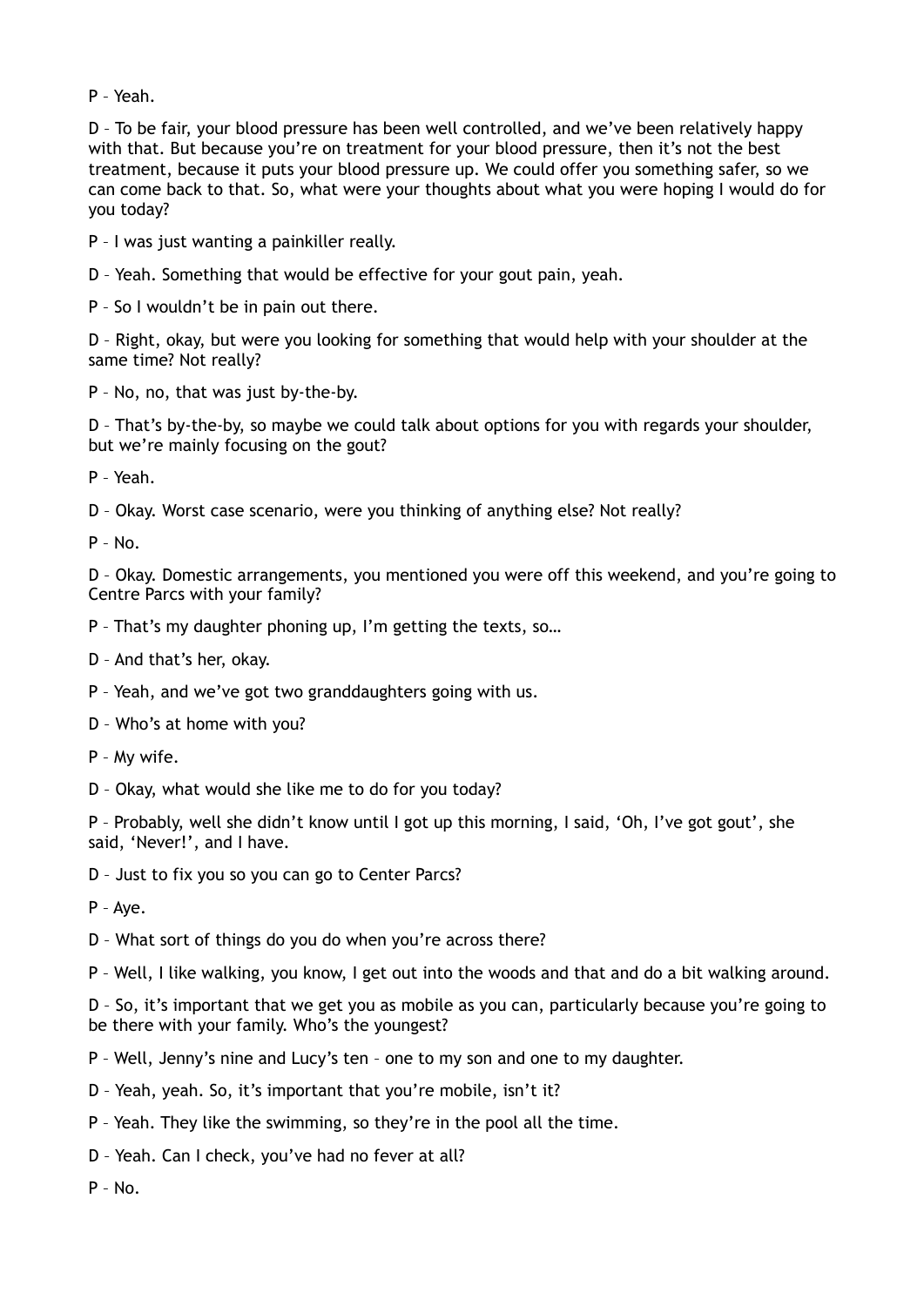P – Yeah.

D – To be fair, your blood pressure has been well controlled, and we've been relatively happy with that. But because you're on treatment for your blood pressure, then it's not the best treatment, because it puts your blood pressure up. We could offer you something safer, so we can come back to that. So, what were your thoughts about what you were hoping I would do for you today?

P – I was just wanting a painkiller really.

D – Yeah. Something that would be effective for your gout pain, yeah.

P – So I wouldn't be in pain out there.

D – Right, okay, but were you looking for something that would help with your shoulder at the same time? Not really?

P – No, no, that was just by-the-by.

D – That's by-the-by, so maybe we could talk about options for you with regards your shoulder, but we're mainly focusing on the gout?

P – Yeah.

D – Okay. Worst case scenario, were you thinking of anything else? Not really?

P – No.

D – Okay. Domestic arrangements, you mentioned you were off this weekend, and you're going to Centre Parcs with your family?

P – That's my daughter phoning up, I'm getting the texts, so…

D – And that's her, okay.

P – Yeah, and we've got two granddaughters going with us.

D – Who's at home with you?

P – My wife.

D – Okay, what would she like me to do for you today?

P – Probably, well she didn't know until I got up this morning, I said, 'Oh, I've got gout', she said, 'Never!', and I have.

D – Just to fix you so you can go to Center Parcs?

P – Aye.

D – What sort of things do you do when you're across there?

P – Well, I like walking, you know, I get out into the woods and that and do a bit walking around.

D – So, it's important that we get you as mobile as you can, particularly because you're going to be there with your family. Who's the youngest?

P – Well, Jenny's nine and Lucy's ten – one to my son and one to my daughter.

D – Yeah, yeah. So, it's important that you're mobile, isn't it?

P – Yeah. They like the swimming, so they're in the pool all the time.

D – Yeah. Can I check, you've had no fever at all?

P – No.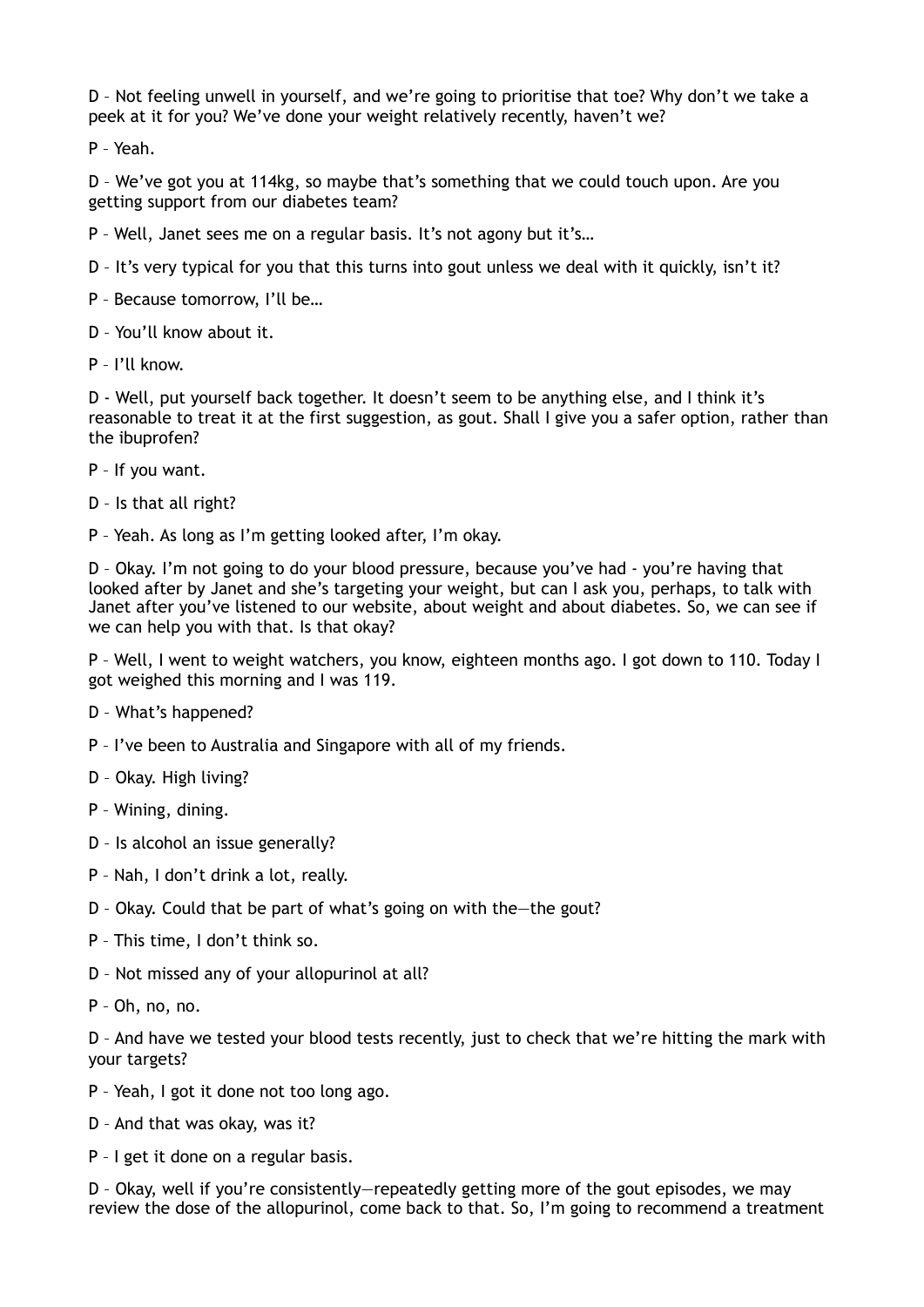D – Not feeling unwell in yourself, and we're going to prioritise that toe? Why don't we take a peek at it for you? We've done your weight relatively recently, haven't we?

P – Yeah.

D – We've got you at 114kg, so maybe that's something that we could touch upon. Are you getting support from our diabetes team?

P – Well, Janet sees me on a regular basis. It's not agony but it's…

D – It's very typical for you that this turns into gout unless we deal with it quickly, isn't it?

P – Because tomorrow, I'll be…

D – You'll know about it.

P – I'll know.

D - Well, put yourself back together. It doesn't seem to be anything else, and I think it's reasonable to treat it at the first suggestion, as gout. Shall I give you a safer option, rather than the ibuprofen?

P – If you want.

D – Is that all right?

P – Yeah. As long as I'm getting looked after, I'm okay.

D – Okay. I'm not going to do your blood pressure, because you've had - you're having that looked after by Janet and she's targeting your weight, but can I ask you, perhaps, to talk with Janet after you've listened to our website, about weight and about diabetes. So, we can see if we can help you with that. Is that okay?

P – Well, I went to weight watchers, you know, eighteen months ago. I got down to 110. Today I got weighed this morning and I was 119.

D – What's happened?

P – I've been to Australia and Singapore with all of my friends.

D – Okay. High living?

P – Wining, dining.

D – Is alcohol an issue generally?

P – Nah, I don't drink a lot, really.

D – Okay. Could that be part of what's going on with the—the gout?

P – This time, I don't think so.

D – Not missed any of your allopurinol at all?

P – Oh, no, no.

D – And have we tested your blood tests recently, just to check that we're hitting the mark with your targets?

P – Yeah, I got it done not too long ago.

D – And that was okay, was it?

P – I get it done on a regular basis.

D – Okay, well if you're consistently—repeatedly getting more of the gout episodes, we may review the dose of the allopurinol, come back to that. So, I'm going to recommend a treatment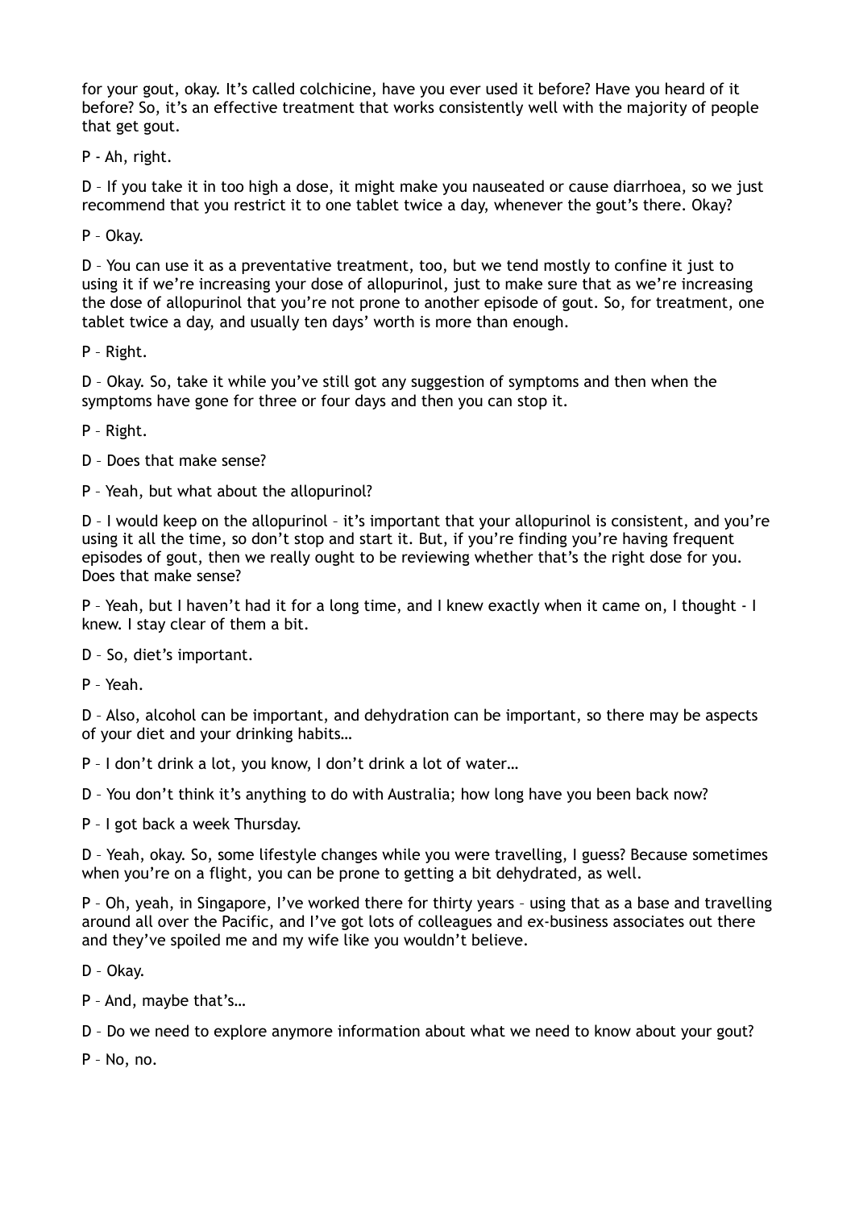for your gout, okay. It's called colchicine, have you ever used it before? Have you heard of it before? So, it's an effective treatment that works consistently well with the majority of people that get gout.

P - Ah, right.

D – If you take it in too high a dose, it might make you nauseated or cause diarrhoea, so we just recommend that you restrict it to one tablet twice a day, whenever the gout's there. Okay?

P – Okay.

D – You can use it as a preventative treatment, too, but we tend mostly to confine it just to using it if we're increasing your dose of allopurinol, just to make sure that as we're increasing the dose of allopurinol that you're not prone to another episode of gout. So, for treatment, one tablet twice a day, and usually ten days' worth is more than enough.

P – Right.

D – Okay. So, take it while you've still got any suggestion of symptoms and then when the symptoms have gone for three or four days and then you can stop it.

P – Right.

D – Does that make sense?

P – Yeah, but what about the allopurinol?

D – I would keep on the allopurinol – it's important that your allopurinol is consistent, and you're using it all the time, so don't stop and start it. But, if you're finding you're having frequent episodes of gout, then we really ought to be reviewing whether that's the right dose for you. Does that make sense?

P – Yeah, but I haven't had it for a long time, and I knew exactly when it came on, I thought - I knew. I stay clear of them a bit.

D – So, diet's important.

P – Yeah.

D – Also, alcohol can be important, and dehydration can be important, so there may be aspects of your diet and your drinking habits…

P – I don't drink a lot, you know, I don't drink a lot of water…

D – You don't think it's anything to do with Australia; how long have you been back now?

P – I got back a week Thursday.

D – Yeah, okay. So, some lifestyle changes while you were travelling, I guess? Because sometimes when you're on a flight, you can be prone to getting a bit dehydrated, as well.

P – Oh, yeah, in Singapore, I've worked there for thirty years – using that as a base and travelling around all over the Pacific, and I've got lots of colleagues and ex-business associates out there and they've spoiled me and my wife like you wouldn't believe.

D – Okay.

P – And, maybe that's…

D – Do we need to explore anymore information about what we need to know about your gout?

P – No, no.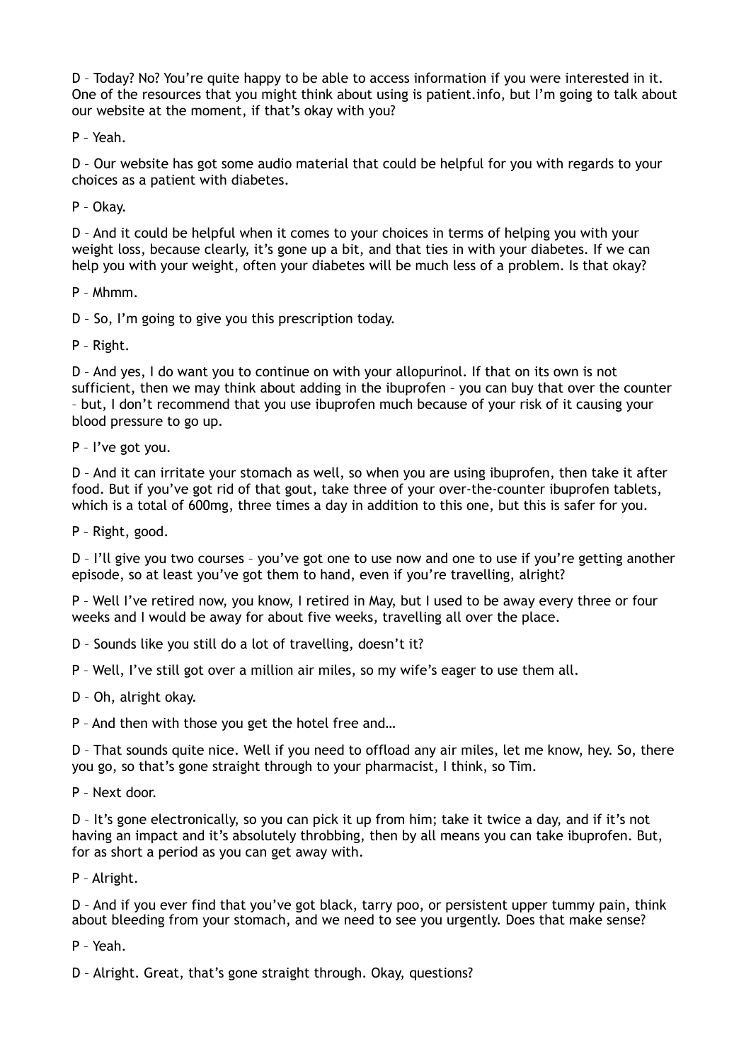D – Today? No? You're quite happy to be able to access information if you were interested in it. One of the resources that you might think about using is patient.info, but I'm going to talk about our website at the moment, if that's okay with you?

P – Yeah.

D – Our website has got some audio material that could be helpful for you with regards to your choices as a patient with diabetes.

P – Okay.

D – And it could be helpful when it comes to your choices in terms of helping you with your weight loss, because clearly, it's gone up a bit, and that ties in with your diabetes. If we can help you with your weight, often your diabetes will be much less of a problem. Is that okay?

P – Mhmm.

D – So, I'm going to give you this prescription today.

P – Right.

D – And yes, I do want you to continue on with your allopurinol. If that on its own is not sufficient, then we may think about adding in the ibuprofen – you can buy that over the counter – but, I don't recommend that you use ibuprofen much because of your risk of it causing your blood pressure to go up.

P – I've got you.

D – And it can irritate your stomach as well, so when you are using ibuprofen, then take it after food. But if you've got rid of that gout, take three of your over-the-counter ibuprofen tablets, which is a total of 600mg, three times a day in addition to this one, but this is safer for you.

P – Right, good.

D – I'll give you two courses – you've got one to use now and one to use if you're getting another episode, so at least you've got them to hand, even if you're travelling, alright?

P – Well I've retired now, you know, I retired in May, but I used to be away every three or four weeks and I would be away for about five weeks, travelling all over the place.

D – Sounds like you still do a lot of travelling, doesn't it?

P – Well, I've still got over a million air miles, so my wife's eager to use them all.

D – Oh, alright okay.

P – And then with those you get the hotel free and…

D – That sounds quite nice. Well if you need to offload any air miles, let me know, hey. So, there you go, so that's gone straight through to your pharmacist, I think, so Tim.

P – Next door.

D – It's gone electronically, so you can pick it up from him; take it twice a day, and if it's not having an impact and it's absolutely throbbing, then by all means you can take ibuprofen. But, for as short a period as you can get away with.

P – Alright.

D – And if you ever find that you've got black, tarry poo, or persistent upper tummy pain, think about bleeding from your stomach, and we need to see you urgently. Does that make sense?

P – Yeah.

D – Alright. Great, that's gone straight through. Okay, questions?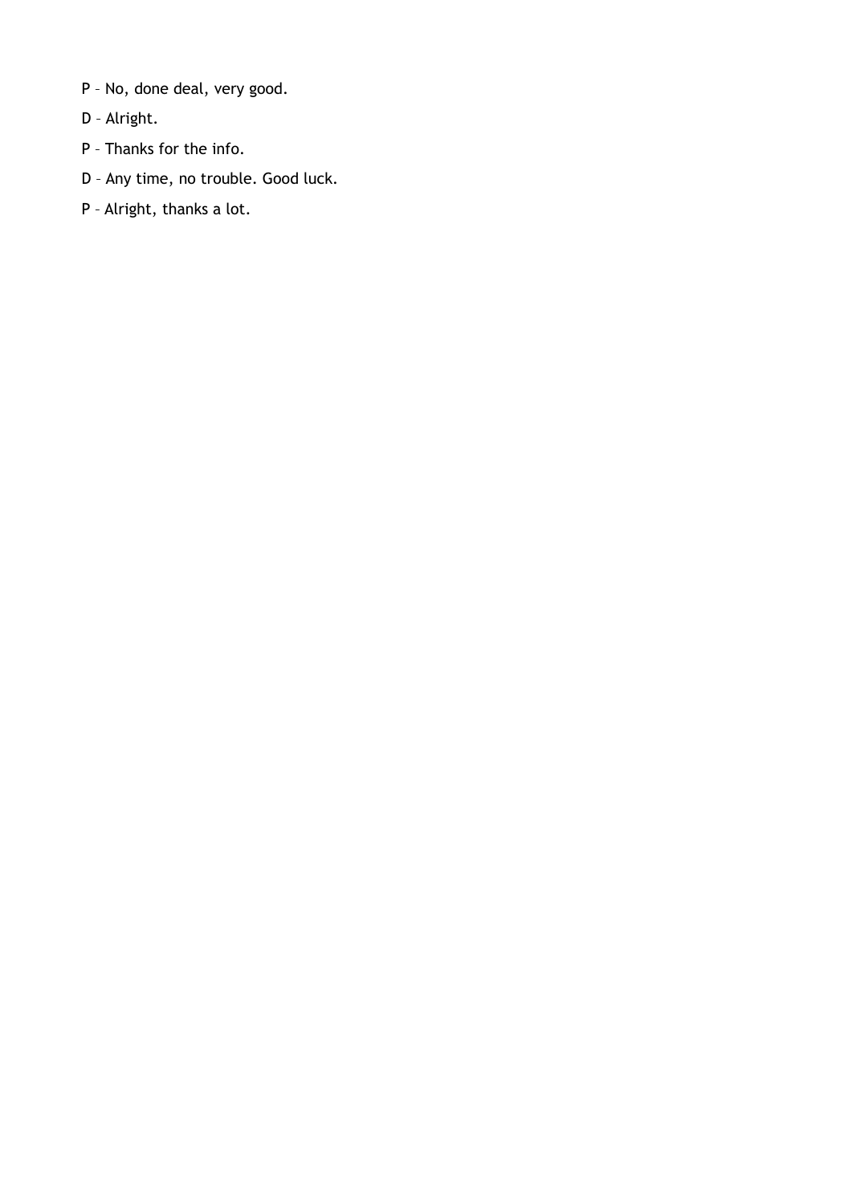P – No, done deal, very good.

D – Alright.

P – Thanks for the info.

D – Any time, no trouble. Good luck.

P – Alright, thanks a lot.